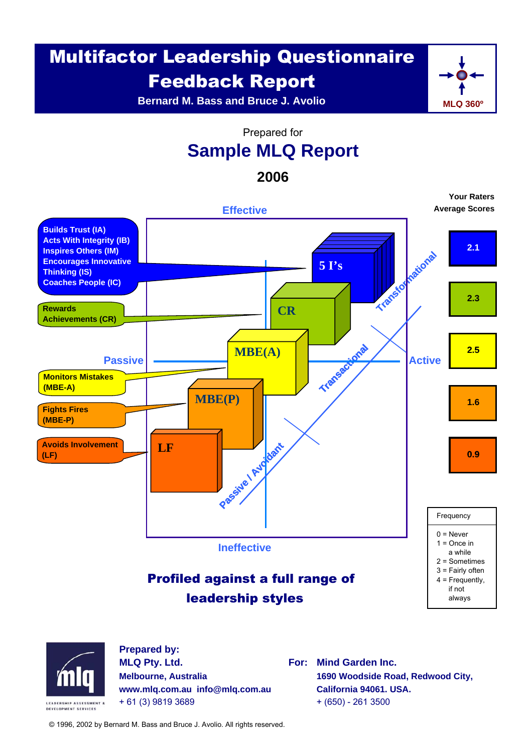# Multifactor Leadership Questionnaire Feedback Report

**Bernard M. Bass and Bruce J. Avolio**

MLQ 360º

Prepared for

## Sample MLQ Report

**2006**

Effective

Builds Trust (IA)
Acts With Integrity (IB)
Inspires Others (IM)
Encourages Innovative Thinking (IS)
Coaches People (IC)

Rewards Achievements (CR)

Monitors Mistakes (MBE-A)

Fights Fires (MBE-P)

Avoids Involvement (LF)

Passive

Active

Ineffective

5 I's — CR — MBE(A) — MBE(P) — LF

Transformational — Transactional — Passive / Avoidant

| Style | Your Raters Average Scores |
|---|---|
| 5 I's | 2.1 |
| CR | 2.3 |
| MBE(A) | 2.5 |
| MBE(P) | 1.6 |
| LF | 0.9 |

| Frequency |
|---|
| 0 = Never |
| 1 = Once in a while |
| 2 = Sometimes |
| 3 = Fairly often |
| 4 = Frequently, if not always |

**Profiled against a full range of leadership styles**

mlq — LEADERSHIP ASSESSMENT & DEVELOPMENT SERVICES

**Prepared by:**
**MLQ Pty. Ltd.**
**Melbourne, Australia**
**www.mlq.com.au info@mlq.com.au**
+ 61 (3) 9819 3689

**For: Mind Garden Inc.**
**1690 Woodside Road, Redwood City, California 94061. USA.**
+ (650) - 261 3500

© 1996, 2002 by Bernard M. Bass and Bruce J. Avolio. All rights reserved.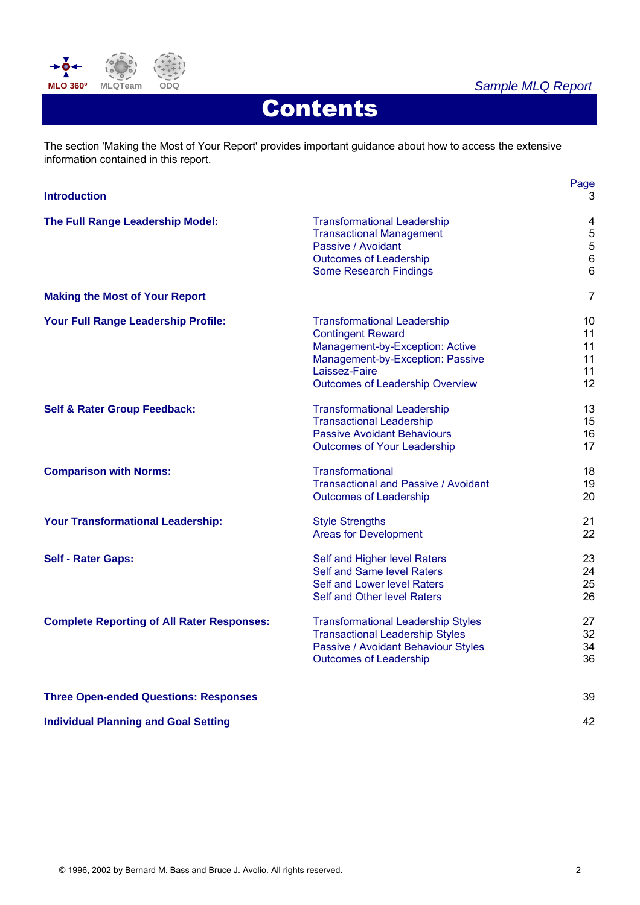# Contents

The section 'Making the Most of Your Report' provides important guidance about how to access the extensive information contained in this report.

| | | Page |
|---|---|---|
| **Introduction** | | 3 |
| **The Full Range Leadership Model:** | Transformational Leadership | 4 |
| | Transactional Management | 5 |
| | Passive / Avoidant | 5 |
| | Outcomes of Leadership | 6 |
| | Some Research Findings | 6 |
| **Making the Most of Your Report** | | 7 |
| **Your Full Range Leadership Profile:** | Transformational Leadership | 10 |
| | Contingent Reward | 11 |
| | Management-by-Exception: Active | 11 |
| | Management-by-Exception: Passive | 11 |
| | Laissez-Faire | 11 |
| | Outcomes of Leadership Overview | 12 |
| **Self & Rater Group Feedback:** | Transformational Leadership | 13 |
| | Transactional Leadership | 15 |
| | Passive Avoidant Behaviours | 16 |
| | Outcomes of Your Leadership | 17 |
| **Comparison with Norms:** | Transformational | 18 |
| | Transactional and Passive / Avoidant | 19 |
| | Outcomes of Leadership | 20 |
| **Your Transformational Leadership:** | Style Strengths | 21 |
| | Areas for Development | 22 |
| **Self - Rater Gaps:** | Self and Higher level Raters | 23 |
| | Self and Same level Raters | 24 |
| | Self and Lower level Raters | 25 |
| | Self and Other level Raters | 26 |
| **Complete Reporting of All Rater Responses:** | Transformational Leadership Styles | 27 |
| | Transactional Leadership Styles | 32 |
| | Passive / Avoidant Behaviour Styles | 34 |
| | Outcomes of Leadership | 36 |
| **Three Open-ended Questions: Responses** | | 39 |
| **Individual Planning and Goal Setting** | | 42 |

© 1996, 2002 by Bernard M. Bass and Bruce J. Avolio. All rights reserved.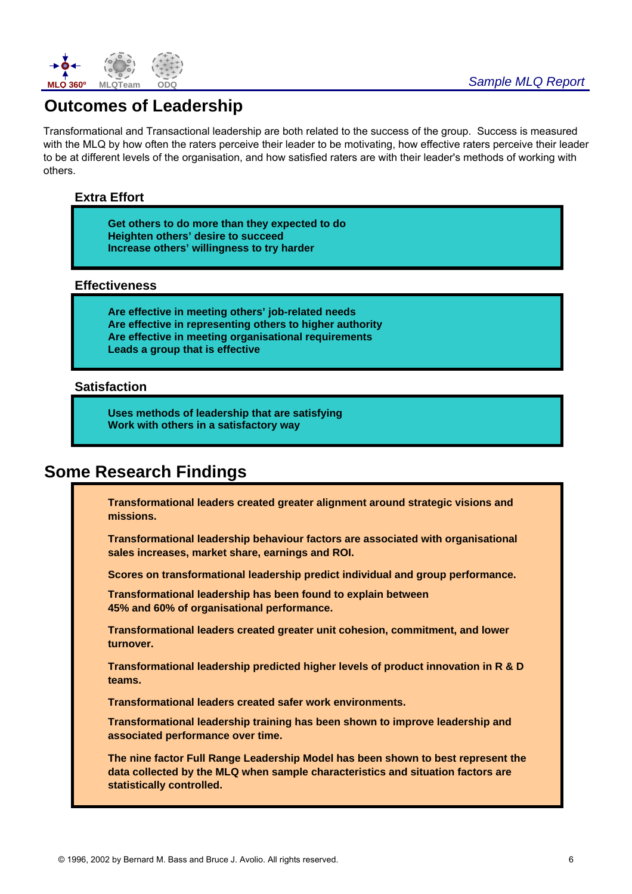# Outcomes of Leadership

Transformational and Transactional leadership are both related to the success of the group. Success is measured with the MLQ by how often the raters perceive their leader to be motivating, how effective raters perceive their leader to be at different levels of the organisation, and how satisfied raters are with their leader's methods of working with others.

### Extra Effort

**Get others to do more than they expected to do**
**Heighten others' desire to succeed**
**Increase others' willingness to try harder**

### Effectiveness

**Are effective in meeting others' job-related needs**
**Are effective in representing others to higher authority**
**Are effective in meeting organisational requirements**
**Leads a group that is effective**

### Satisfaction

**Uses methods of leadership that are satisfying**
**Work with others in a satisfactory way**

# Some Research Findings

**Transformational leaders created greater alignment around strategic visions and missions.**

**Transformational leadership behaviour factors are associated with organisational sales increases, market share, earnings and ROI.**

**Scores on transformational leadership predict individual and group performance.**

**Transformational leadership has been found to explain between 45% and 60% of organisational performance.**

**Transformational leaders created greater unit cohesion, commitment, and lower turnover.**

**Transformational leadership predicted higher levels of product innovation in R & D teams.**

**Transformational leaders created safer work environments.**

**Transformational leadership training has been shown to improve leadership and associated performance over time.**

**The nine factor Full Range Leadership Model has been shown to best represent the data collected by the MLQ when sample characteristics and situation factors are statistically controlled.**

© 1996, 2002 by Bernard M. Bass and Bruce J. Avolio. All rights reserved.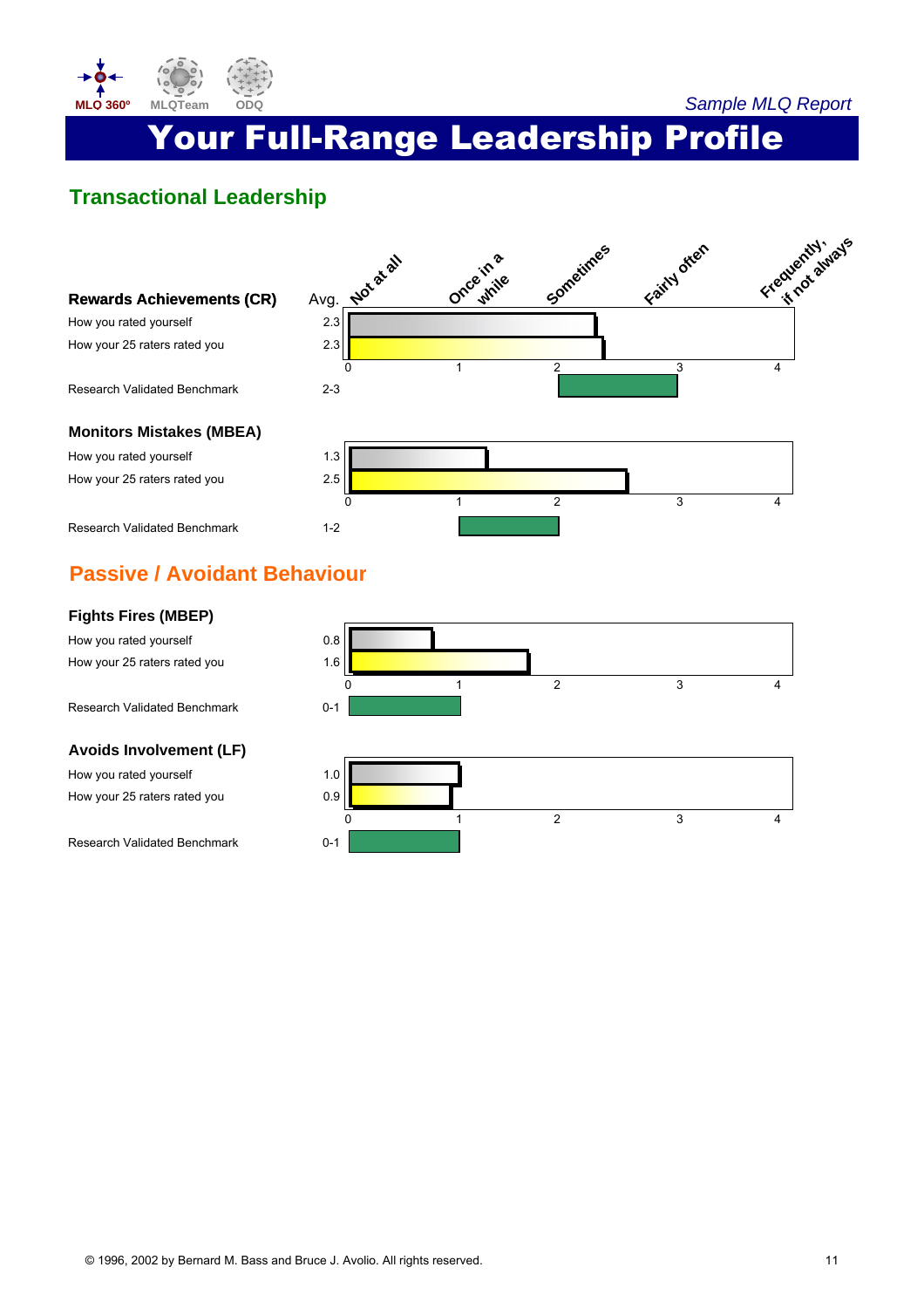# Your Full-Range Leadership Profile

## Transactional Leadership

Scale: 0 = Not at all, 1 = Once in a while, 2 = Sometimes, 3 = Fairly often, 4 = Frequently, if not always

### Rewards Achievements (CR)

| | Avg. |
|---|---|
| How you rated yourself | 2.3 |
| How your 25 raters rated you | 2.3 |
| Research Validated Benchmark | 2-3 |

### Monitors Mistakes (MBEA)

| | Avg. |
|---|---|
| How you rated yourself | 1.3 |
| How your 25 raters rated you | 2.5 |
| Research Validated Benchmark | 1-2 |

## Passive / Avoidant Behaviour

### Fights Fires (MBEP)

| | Avg. |
|---|---|
| How you rated yourself | 0.8 |
| How your 25 raters rated you | 1.6 |
| Research Validated Benchmark | 0-1 |

### Avoids Involvement (LF)

| | Avg. |
|---|---|
| How you rated yourself | 1.0 |
| How your 25 raters rated you | 0.9 |
| Research Validated Benchmark | 0-1 |

© 1996, 2002 by Bernard M. Bass and Bruce J. Avolio. All rights reserved.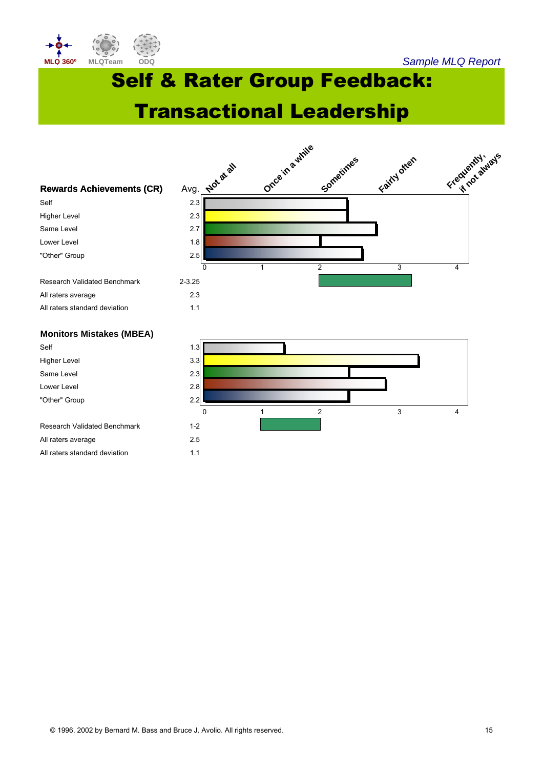# Self & Rater Group Feedback: Transactional Leadership

Scale: 0 = Not at all, 1 = Once in a while, 2 = Sometimes, 3 = Fairly often, 4 = Frequently, if not always

| Rewards Achievements (CR) | Avg. |
| --- | --- |
| Self | 2.3 |
| Higher Level | 2.3 |
| Same Level | 2.7 |
| Lower Level | 1.8 |
| "Other" Group | 2.5 |
| Research Validated Benchmark | 2-3.25 |
| All raters average | 2.3 |
| All raters standard deviation | 1.1 |

| Monitors Mistakes (MBEA) | Avg. |
| --- | --- |
| Self | 1.3 |
| Higher Level | 3.3 |
| Same Level | 2.3 |
| Lower Level | 2.8 |
| "Other" Group | 2.2 |
| Research Validated Benchmark | 1-2 |
| All raters average | 2.5 |
| All raters standard deviation | 1.1 |

© 1996, 2002 by Bernard M. Bass and Bruce J. Avolio. All rights reserved.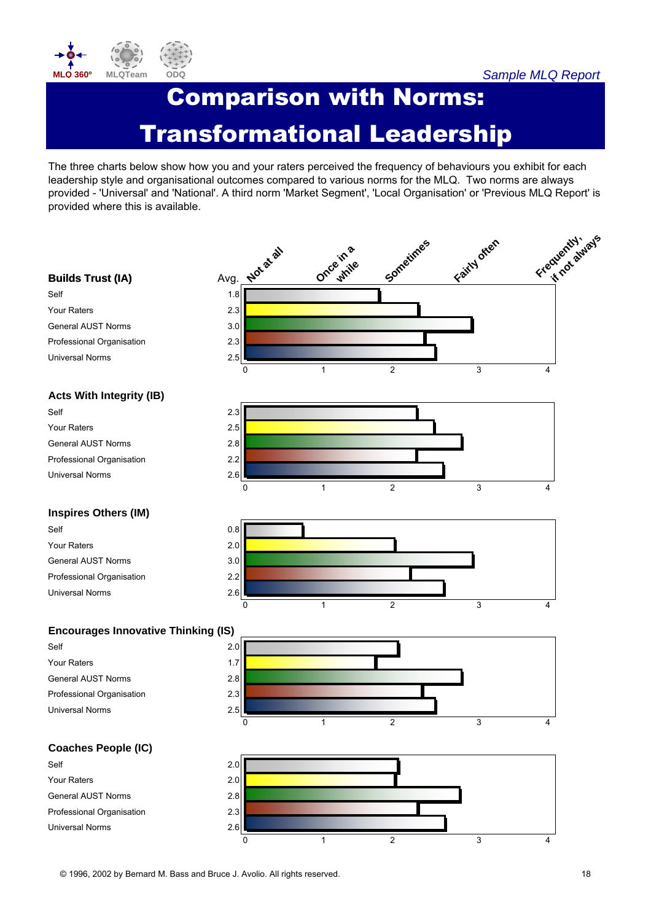# Comparison with Norms: Transformational Leadership

The three charts below show how you and your raters perceived the frequency of behaviours you exhibit for each leadership style and organisational outcomes compared to various norms for the MLQ. Two norms are always provided - 'Universal' and 'National'. A third norm 'Market Segment', 'Local Organisation' or 'Previous MLQ Report' is provided where this is available.

Scale: 0 = Not at all, 1 = Once in a while, 2 = Sometimes, 3 = Fairly often, 4 = Frequently, if not always

### Builds Trust (IA)

| | Avg. |
|---|---|
| Self | 1.8 |
| Your Raters | 2.3 |
| General AUST Norms | 3.0 |
| Professional Organisation | 2.3 |
| Universal Norms | 2.5 |

### Acts With Integrity (IB)

| | Avg. |
|---|---|
| Self | 2.3 |
| Your Raters | 2.5 |
| General AUST Norms | 2.8 |
| Professional Organisation | 2.2 |
| Universal Norms | 2.6 |

### Inspires Others (IM)

| | Avg. |
|---|---|
| Self | 0.8 |
| Your Raters | 2.0 |
| General AUST Norms | 3.0 |
| Professional Organisation | 2.2 |
| Universal Norms | 2.6 |

### Encourages Innovative Thinking (IS)

| | Avg. |
|---|---|
| Self | 2.0 |
| Your Raters | 1.7 |
| General AUST Norms | 2.8 |
| Professional Organisation | 2.3 |
| Universal Norms | 2.5 |

### Coaches People (IC)

| | Avg. |
|---|---|
| Self | 2.0 |
| Your Raters | 2.0 |
| General AUST Norms | 2.8 |
| Professional Organisation | 2.3 |
| Universal Norms | 2.6 |

© 1996, 2002 by Bernard M. Bass and Bruce J. Avolio. All rights reserved.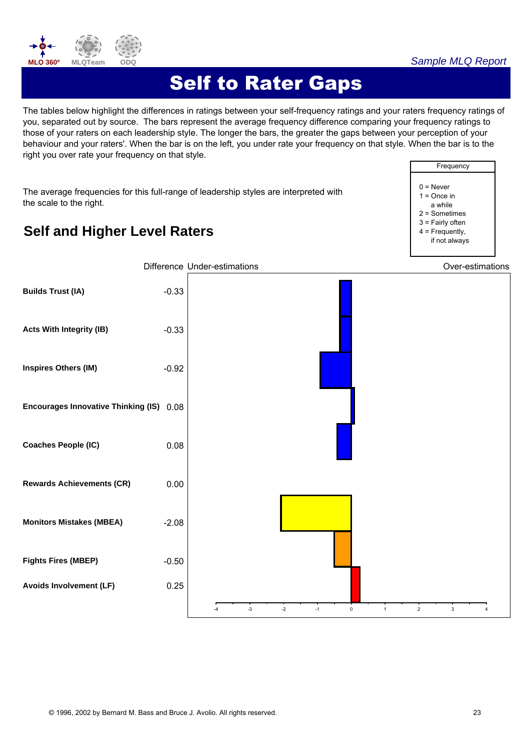*Sample MLQ Report*

# Self to Rater Gaps

The tables below highlight the differences in ratings between your self-frequency ratings and your raters frequency ratings of you, separated out by source. The bars represent the average frequency difference comparing your frequency ratings to those of your raters on each leadership style. The longer the bars, the greater the gaps between your perception of your behaviour and your raters'. When the bar is on the left, you under rate your frequency on that style. When the bar is to the right you over rate your frequency on that style.

The average frequencies for this full-range of leadership styles are interpreted with the scale to the right.

| Frequency |
|---|
| 0 = Never |
| 1 = Once in a while |
| 2 = Sometimes |
| 3 = Fairly often |
| 4 = Frequently, if not always |

## Self and Higher Level Raters

| | Difference | Under-estimations / Over-estimations |
|---|---|---|
| **Builds Trust (IA)** | -0.33 | |
| **Acts With Integrity (IB)** | -0.33 | |
| **Inspires Others (IM)** | -0.92 | |
| **Encourages Innovative Thinking (IS)** | 0.08 | |
| **Coaches People (IC)** | 0.08 | |
| **Rewards Achievements (CR)** | 0.00 | |
| **Monitors Mistakes (MBEA)** | -2.08 | |
| **Fights Fires (MBEP)** | -0.50 | |
| **Avoids Involvement (LF)** | 0.25 | |

Scale: -4, -3, -2, -1, 0, 1, 2, 3, 4

© 1996, 2002 by Bernard M. Bass and Bruce J. Avolio. All rights reserved.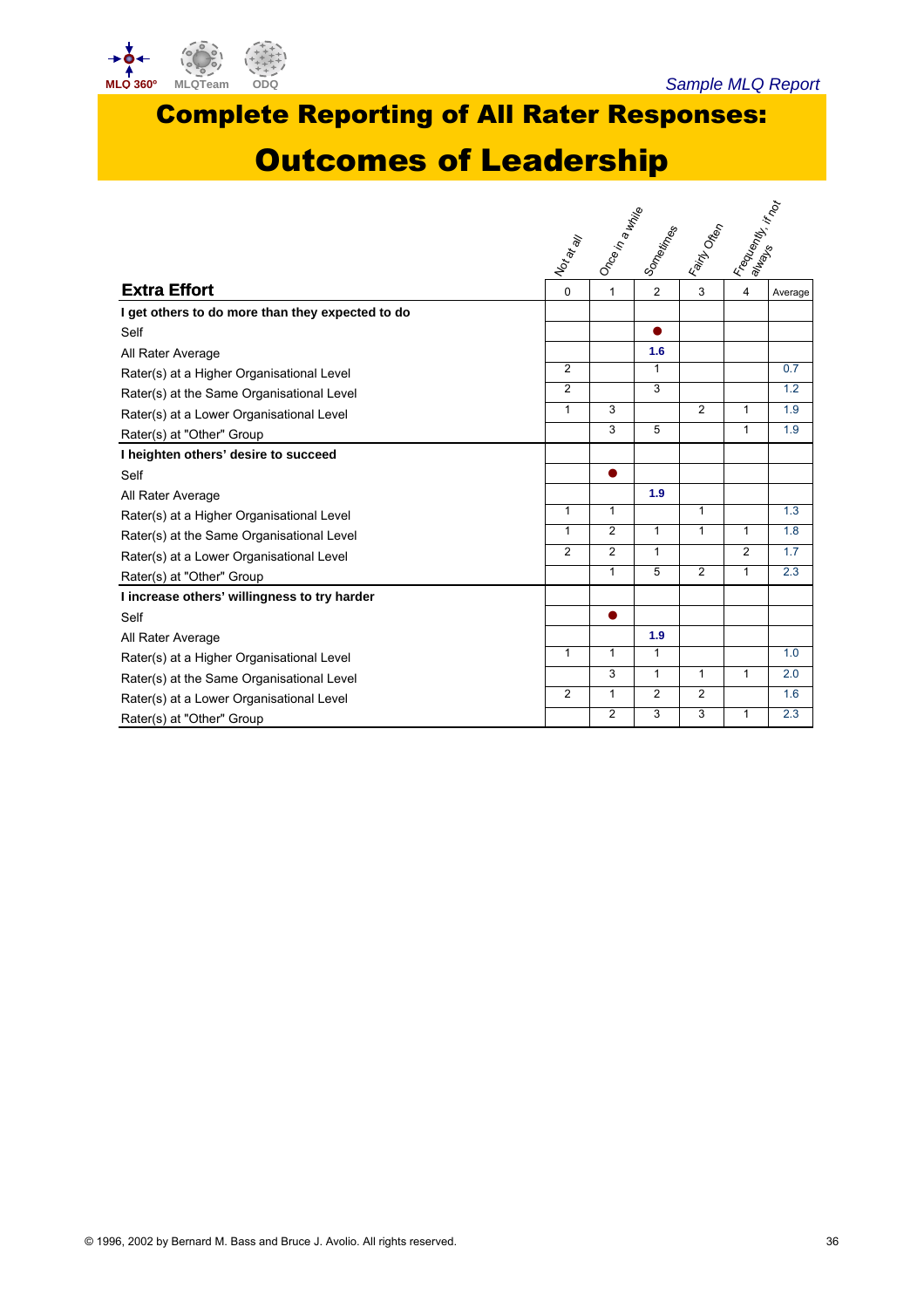# Complete Reporting of All Rater Responses: Outcomes of Leadership

| Extra Effort | Not at all 0 | Once in a while 1 | Sometimes 2 | Fairly Often 3 | Frequently, if not always 4 | Average |
|---|---|---|---|---|---|---|
| **I get others to do more than they expected to do** | | | | | | |
| Self | | | ● | | | |
| All Rater Average | | | 1.6 | | | |
| Rater(s) at a Higher Organisational Level | 2 | | 1 | | | 0.7 |
| Rater(s) at the Same Organisational Level | 2 | | 3 | | | 1.2 |
| Rater(s) at a Lower Organisational Level | 1 | 3 | | 2 | 1 | 1.9 |
| Rater(s) at "Other" Group | | 3 | 5 | | 1 | 1.9 |
| **I heighten others' desire to succeed** | | | | | | |
| Self | | ● | | | | |
| All Rater Average | | | 1.9 | | | |
| Rater(s) at a Higher Organisational Level | 1 | 1 | | 1 | | 1.3 |
| Rater(s) at the Same Organisational Level | 1 | 2 | 1 | 1 | 1 | 1.8 |
| Rater(s) at a Lower Organisational Level | 2 | 2 | 1 | | 2 | 1.7 |
| Rater(s) at "Other" Group | | 1 | 5 | 2 | 1 | 2.3 |
| **I increase others' willingness to try harder** | | | | | | |
| Self | | ● | | | | |
| All Rater Average | | | 1.9 | | | |
| Rater(s) at a Higher Organisational Level | 1 | 1 | 1 | | | 1.0 |
| Rater(s) at the Same Organisational Level | | 3 | 1 | 1 | 1 | 2.0 |
| Rater(s) at a Lower Organisational Level | 2 | 1 | 2 | 2 | | 1.6 |
| Rater(s) at "Other" Group | | 2 | 3 | 3 | 1 | 2.3 |

© 1996, 2002 by Bernard M. Bass and Bruce J. Avolio. All rights reserved.